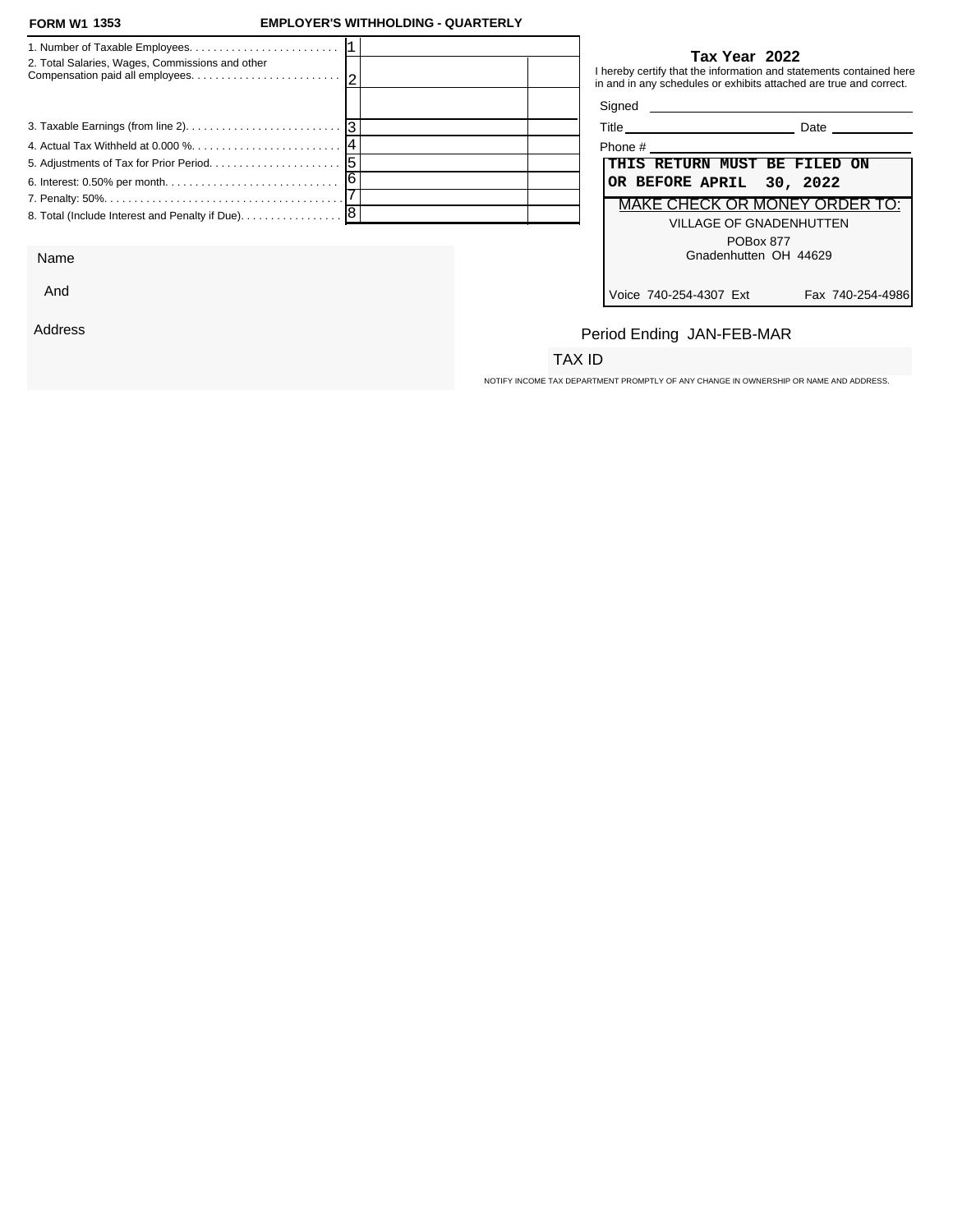**FORM W1 1353** **EMPLOYER'S WITHHOLDING - QUARTERLY**

| | | | |
|---|---|---|---|
| 1. Number of Taxable Employees. | 1 | | |
| 2. Total Salaries, Wages, Commissions and other Compensation paid all employees. | 2 | | |
| | | | |
| 3. Taxable Earnings (from line 2). | 3 | | |
| 4. Actual Tax Withheld at 0.000 %. | 4 | | |
| 5. Adjustments of Tax for Prior Period. | 5 | | |
| 6. Interest: 0.50% per month. | 6 | | |
| 7. Penalty: 50%. | 7 | | |
| 8. Total (Include Interest and Penalty if Due). | 8 | | |

**Tax Year 2022**

I hereby certify that the information and statements contained here in and in any schedules or exhibits attached are true and correct.

Signed ____________________

Title ____________________ Date ____________

Phone # ____________________

**THIS RETURN MUST BE FILED ON OR BEFORE APRIL 30, 2022**

MAKE CHECK OR MONEY ORDER TO:

VILLAGE OF GNADENHUTTEN

POBox 877

Gnadenhutten OH 44629

Voice 740-254-4307 Ext Fax 740-254-4986

Name

And

Address

Period Ending JAN-FEB-MAR

TAX ID

NOTIFY INCOME TAX DEPARTMENT PROMPTLY OF ANY CHANGE IN OWNERSHIP OR NAME AND ADDRESS.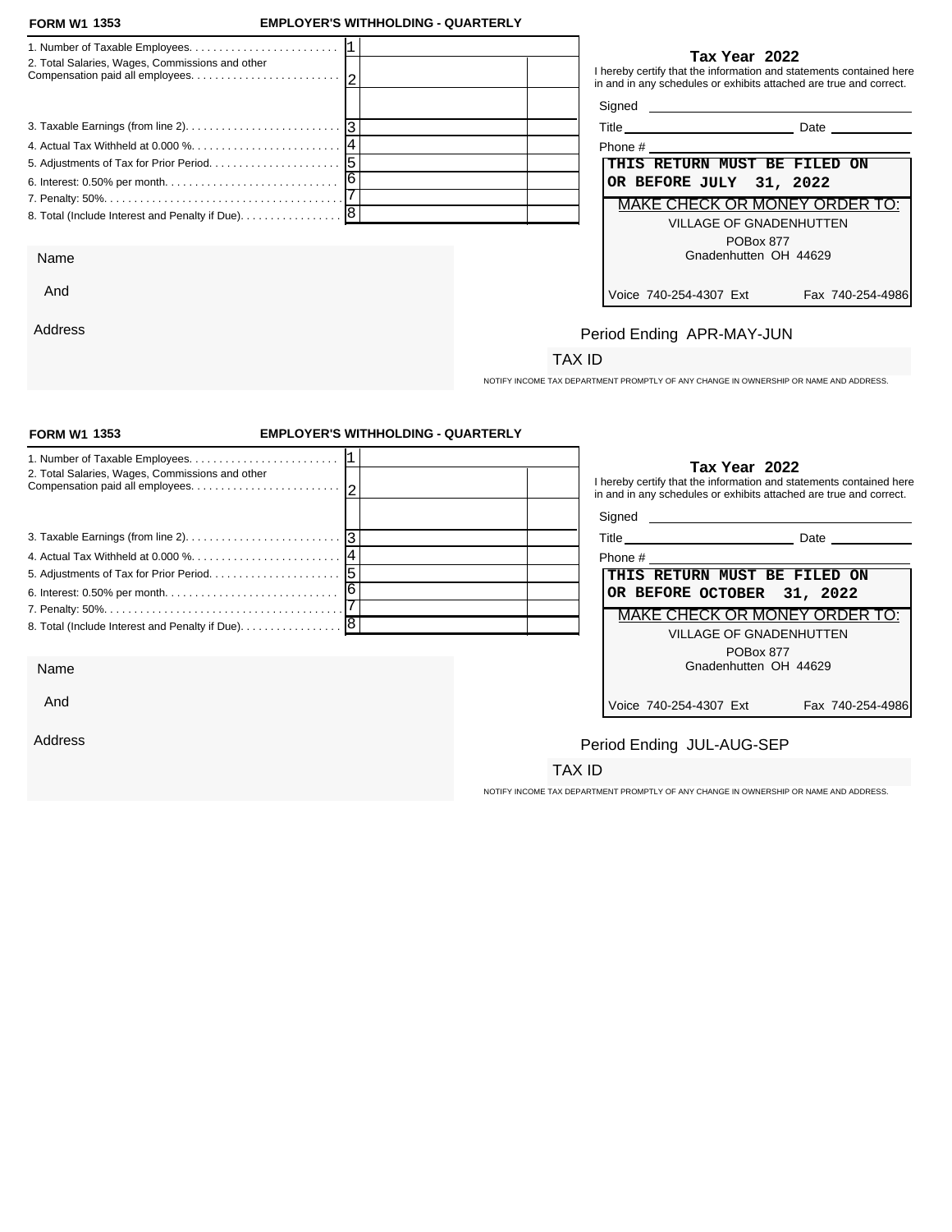**FORM W1 1353** **EMPLOYER'S WITHHOLDING - QUARTERLY**

| | | | |
|---|---|---|---|
| 1. Number of Taxable Employees. | 1 | | |
| 2. Total Salaries, Wages, Commissions and other Compensation paid all employees. | 2 | | |
| | | | |
| 3. Taxable Earnings (from line 2). | 3 | | |
| 4. Actual Tax Withheld at 0.000 %. | 4 | | |
| 5. Adjustments of Tax for Prior Period. | 5 | | |
| 6. Interest: 0.50% per month. | 6 | | |
| 7. Penalty: 50%. | 7 | | |
| 8. Total (Include Interest and Penalty if Due). | 8 | | |

**Tax Year 2022**

I hereby certify that the information and statements contained here in and in any schedules or exhibits attached are true and correct.

Signed ______________________

Title ______________________ Date ____________

Phone # ______________________

**THIS RETURN MUST BE FILED ON OR BEFORE JULY 31, 2022**

MAKE CHECK OR MONEY ORDER TO:

VILLAGE OF GNADENHUTTEN

POBox 877

Gnadenhutten OH 44629

Voice 740-254-4307 Ext Fax 740-254-4986

Name

And

Address

Period Ending APR-MAY-JUN

TAX ID

NOTIFY INCOME TAX DEPARTMENT PROMPTLY OF ANY CHANGE IN OWNERSHIP OR NAME AND ADDRESS.

---

**FORM W1 1353** **EMPLOYER'S WITHHOLDING - QUARTERLY**

| | | | |
|---|---|---|---|
| 1. Number of Taxable Employees. | 1 | | |
| 2. Total Salaries, Wages, Commissions and other Compensation paid all employees. | 2 | | |
| | | | |
| 3. Taxable Earnings (from line 2). | 3 | | |
| 4. Actual Tax Withheld at 0.000 %. | 4 | | |
| 5. Adjustments of Tax for Prior Period. | 5 | | |
| 6. Interest: 0.50% per month. | 6 | | |
| 7. Penalty: 50%. | 7 | | |
| 8. Total (Include Interest and Penalty if Due). | 8 | | |

**Tax Year 2022**

I hereby certify that the information and statements contained here in and in any schedules or exhibits attached are true and correct.

Signed ______________________

Title ______________________ Date ____________

Phone # ______________________

**THIS RETURN MUST BE FILED ON OR BEFORE OCTOBER 31, 2022**

MAKE CHECK OR MONEY ORDER TO:

VILLAGE OF GNADENHUTTEN

POBox 877

Gnadenhutten OH 44629

Voice 740-254-4307 Ext Fax 740-254-4986

Name

And

Address

Period Ending JUL-AUG-SEP

TAX ID

NOTIFY INCOME TAX DEPARTMENT PROMPTLY OF ANY CHANGE IN OWNERSHIP OR NAME AND ADDRESS.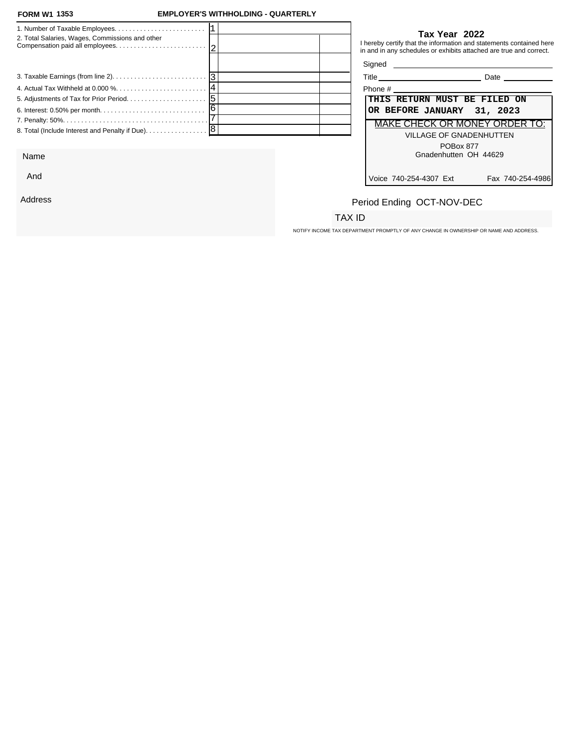**FORM W1 1353** **EMPLOYER'S WITHHOLDING - QUARTERLY**

| | | | |
|---|---|---|---|
| 1. Number of Taxable Employees. | 1 | | |
| 2. Total Salaries, Wages, Commissions and other Compensation paid all employees. | 2 | | |
| | | | |
| 3. Taxable Earnings (from line 2). | 3 | | |
| 4. Actual Tax Withheld at 0.000 %. | 4 | | |
| 5. Adjustments of Tax for Prior Period. | 5 | | |
| 6. Interest: 0.50% per month. | 6 | | |
| 7. Penalty: 50%. | 7 | | |
| 8. Total (Include Interest and Penalty if Due). | 8 | | |

**Tax Year 2022**

I hereby certify that the information and statements contained here in and in any schedules or exhibits attached are true and correct.

Signed \_\_\_\_\_\_\_\_\_\_\_\_\_\_\_\_\_\_\_\_

Title \_\_\_\_\_\_\_\_\_\_\_\_\_\_\_\_\_\_\_\_ Date \_\_\_\_\_\_\_\_\_\_

Phone # \_\_\_\_\_\_\_\_\_\_\_\_\_\_\_\_\_\_\_\_

**THIS RETURN MUST BE FILED ON OR BEFORE JANUARY 31, 2023**

MAKE CHECK OR MONEY ORDER TO:

VILLAGE OF GNADENHUTTEN
POBox 877
Gnadenhutten OH 44629

Voice 740-254-4307 Ext Fax 740-254-4986

Name

And

Address

Period Ending OCT-NOV-DEC

TAX ID

NOTIFY INCOME TAX DEPARTMENT PROMPTLY OF ANY CHANGE IN OWNERSHIP OR NAME AND ADDRESS.